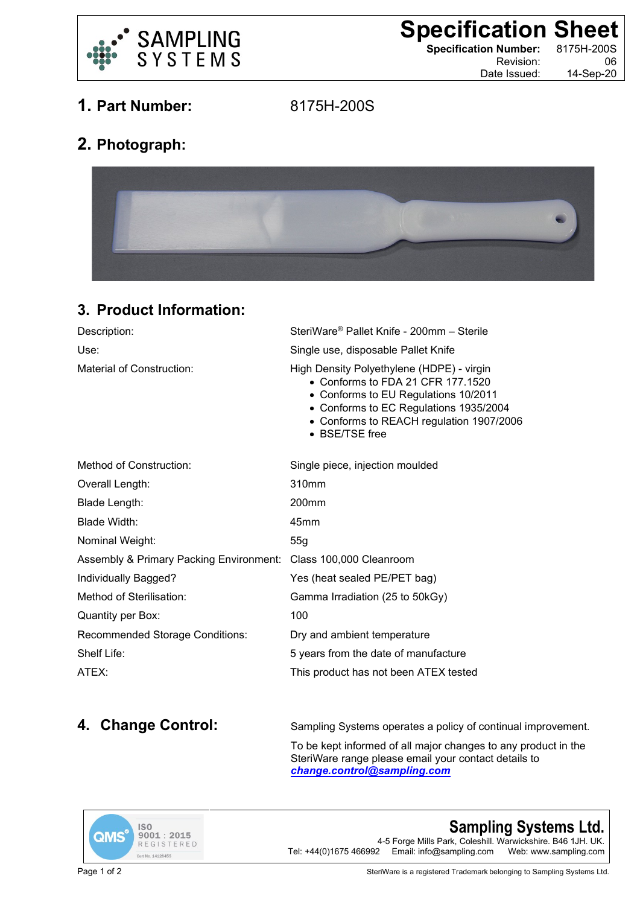SAMPLING SYSTEMS

# Specification Sheet

**Specification Number:** 8175H-200S
Revision: 06
Date Issued: 14-Sep-20

## 1. Part Number: 8175H-200S

## 2. Photograph:

## 3. Product Information:

| | |
|---|---|
| Description: | SteriWare® Pallet Knife - 200mm – Sterile |
| Use: | Single use, disposable Pallet Knife |
| Material of Construction: | High Density Polyethylene (HDPE) - virgin<br>• Conforms to FDA 21 CFR 177.1520<br>• Conforms to EU Regulations 10/2011<br>• Conforms to EC Regulations 1935/2004<br>• Conforms to REACH regulation 1907/2006<br>• BSE/TSE free |
| Method of Construction: | Single piece, injection moulded |
| Overall Length: | 310mm |
| Blade Length: | 200mm |
| Blade Width: | 45mm |
| Nominal Weight: | 55g |
| Assembly & Primary Packing Environment: | Class 100,000 Cleanroom |
| Individually Bagged? | Yes (heat sealed PE/PET bag) |
| Method of Sterilisation: | Gamma Irradiation (25 to 50kGy) |
| Quantity per Box: | 100 |
| Recommended Storage Conditions: | Dry and ambient temperature |
| Shelf Life: | 5 years from the date of manufacture |
| ATEX: | This product has not been ATEX tested |

## 4. Change Control:

Sampling Systems operates a policy of continual improvement.

To be kept informed of all major changes to any product in the SteriWare range please email your contact details to ***change.control@sampling.com***

QMS ISO 9001 : 2015 REGISTERED Cert No. 14126455

**Sampling Systems Ltd.**
4-5 Forge Mills Park, Coleshill. Warwickshire. B46 1JH. UK.
Tel: +44(0)1675 466992 Email: info@sampling.com Web: www.sampling.com

SteriWare is a registered Trademark belonging to Sampling Systems Ltd.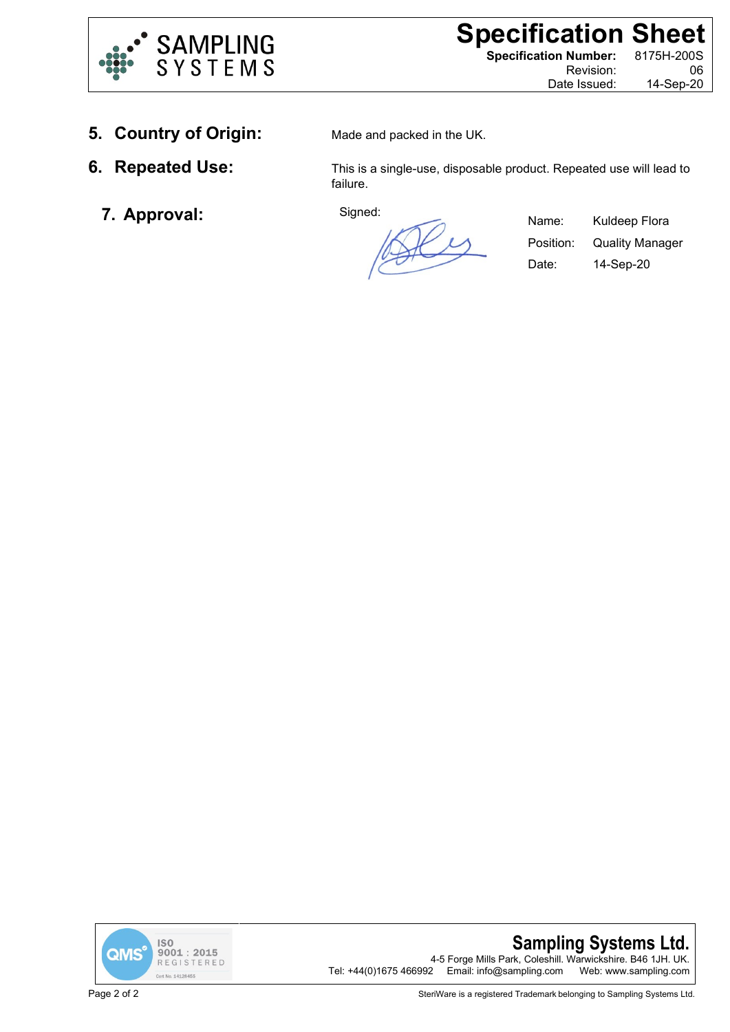## 5. Country of Origin:

Made and packed in the UK.

## 6. Repeated Use:

This is a single-use, disposable product. Repeated use will lead to failure.

## 7. Approval:

Signed:

| | |
|---|---|
| Name: | Kuldeep Flora |
| Position: | Quality Manager |
| Date: | 14-Sep-20 |

ISO 9001 : 2015 REGISTERED

Cert No. 14126455

**Sampling Systems Ltd.**

4-5 Forge Mills Park, Coleshill. Warwickshire. B46 1JH. UK.

Tel: +44(0)1675 466992 Email: info@sampling.com Web: www.sampling.com

SteriWare is a registered Trademark belonging to Sampling Systems Ltd.